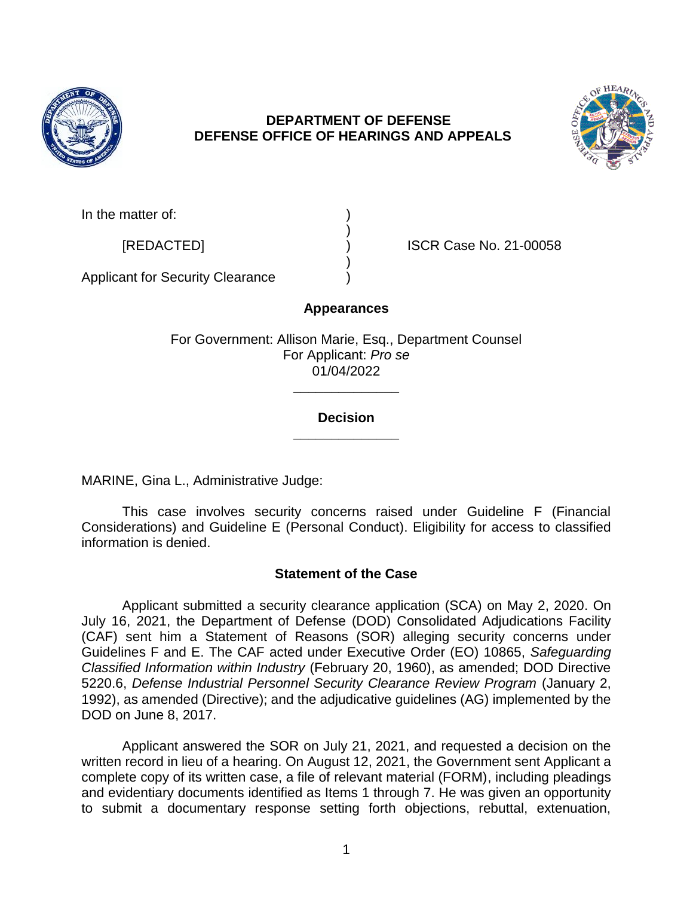# DEPARTMENT OF DEFENSE
# DEFENSE OFFICE OF HEARINGS AND APPEALS

In the matter of: )
 )
[REDACTED] ) ISCR Case No. 21-00058
 )
Applicant for Security Clearance )

## Appearances

For Government: Allison Marie, Esq., Department Counsel
For Applicant: *Pro se*
01/04/2022

______________

## Decision

______________

MARINE, Gina L., Administrative Judge:

This case involves security concerns raised under Guideline F (Financial Considerations) and Guideline E (Personal Conduct). Eligibility for access to classified information is denied.

## Statement of the Case

Applicant submitted a security clearance application (SCA) on May 2, 2020. On July 16, 2021, the Department of Defense (DOD) Consolidated Adjudications Facility (CAF) sent him a Statement of Reasons (SOR) alleging security concerns under Guidelines F and E. The CAF acted under Executive Order (EO) 10865, *Safeguarding Classified Information within Industry* (February 20, 1960), as amended; DOD Directive 5220.6, *Defense Industrial Personnel Security Clearance Review Program* (January 2, 1992), as amended (Directive); and the adjudicative guidelines (AG) implemented by the DOD on June 8, 2017.

Applicant answered the SOR on July 21, 2021, and requested a decision on the written record in lieu of a hearing. On August 12, 2021, the Government sent Applicant a complete copy of its written case, a file of relevant material (FORM), including pleadings and evidentiary documents identified as Items 1 through 7. He was given an opportunity to submit a documentary response setting forth objections, rebuttal, extenuation,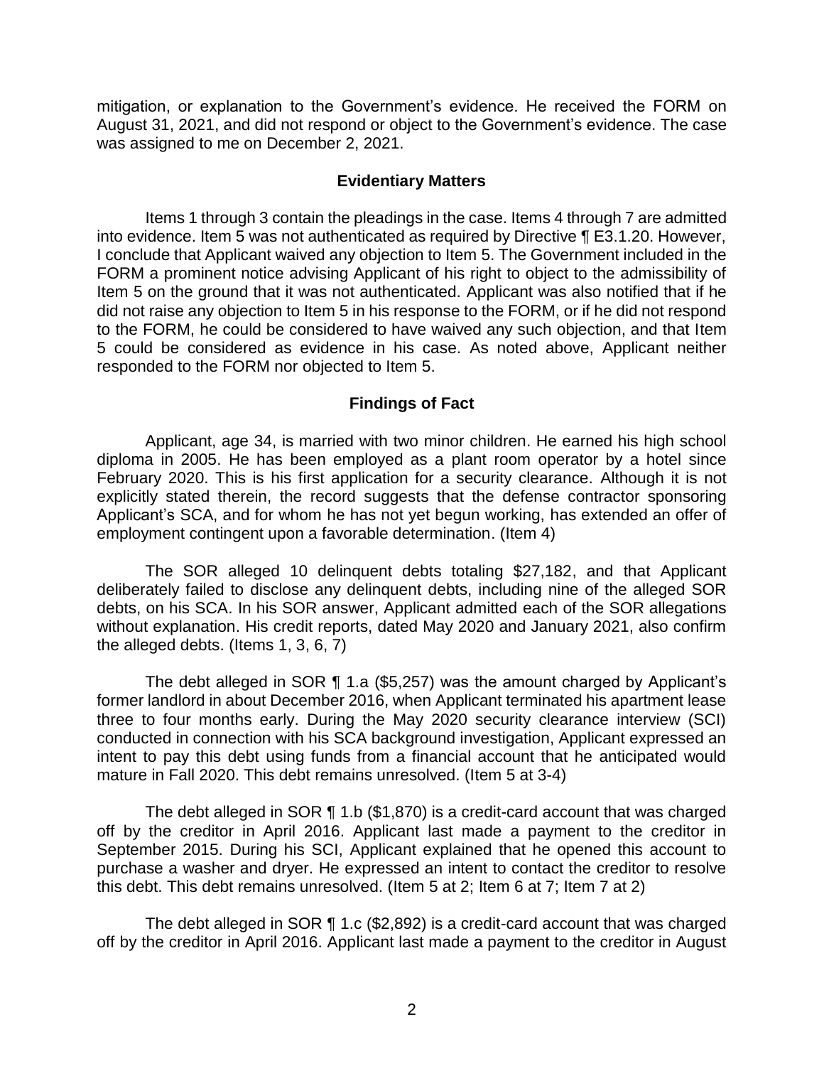mitigation, or explanation to the Government's evidence. He received the FORM on August 31, 2021, and did not respond or object to the Government's evidence. The case was assigned to me on December 2, 2021.

## Evidentiary Matters

Items 1 through 3 contain the pleadings in the case. Items 4 through 7 are admitted into evidence. Item 5 was not authenticated as required by Directive ¶ E3.1.20. However, I conclude that Applicant waived any objection to Item 5. The Government included in the FORM a prominent notice advising Applicant of his right to object to the admissibility of Item 5 on the ground that it was not authenticated. Applicant was also notified that if he did not raise any objection to Item 5 in his response to the FORM, or if he did not respond to the FORM, he could be considered to have waived any such objection, and that Item 5 could be considered as evidence in his case. As noted above, Applicant neither responded to the FORM nor objected to Item 5.

## Findings of Fact

Applicant, age 34, is married with two minor children. He earned his high school diploma in 2005. He has been employed as a plant room operator by a hotel since February 2020. This is his first application for a security clearance. Although it is not explicitly stated therein, the record suggests that the defense contractor sponsoring Applicant's SCA, and for whom he has not yet begun working, has extended an offer of employment contingent upon a favorable determination. (Item 4)

The SOR alleged 10 delinquent debts totaling $27,182, and that Applicant deliberately failed to disclose any delinquent debts, including nine of the alleged SOR debts, on his SCA. In his SOR answer, Applicant admitted each of the SOR allegations without explanation. His credit reports, dated May 2020 and January 2021, also confirm the alleged debts. (Items 1, 3, 6, 7)

The debt alleged in SOR ¶ 1.a ($5,257) was the amount charged by Applicant's former landlord in about December 2016, when Applicant terminated his apartment lease three to four months early. During the May 2020 security clearance interview (SCI) conducted in connection with his SCA background investigation, Applicant expressed an intent to pay this debt using funds from a financial account that he anticipated would mature in Fall 2020. This debt remains unresolved. (Item 5 at 3-4)

The debt alleged in SOR ¶ 1.b ($1,870) is a credit-card account that was charged off by the creditor in April 2016. Applicant last made a payment to the creditor in September 2015. During his SCI, Applicant explained that he opened this account to purchase a washer and dryer. He expressed an intent to contact the creditor to resolve this debt. This debt remains unresolved. (Item 5 at 2; Item 6 at 7; Item 7 at 2)

The debt alleged in SOR ¶ 1.c ($2,892) is a credit-card account that was charged off by the creditor in April 2016. Applicant last made a payment to the creditor in August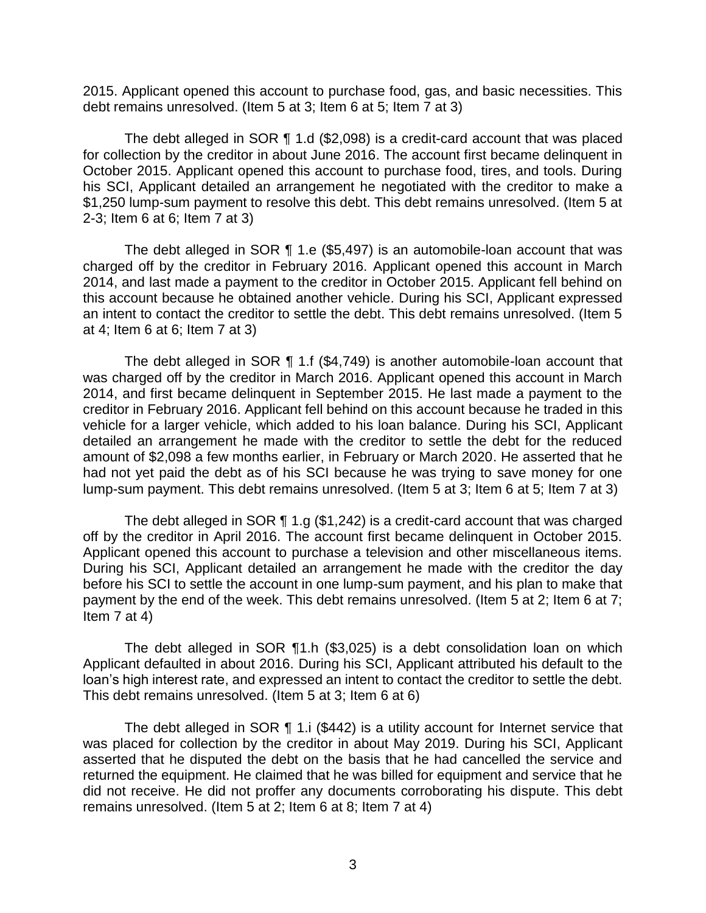2015. Applicant opened this account to purchase food, gas, and basic necessities. This debt remains unresolved. (Item 5 at 3; Item 6 at 5; Item 7 at 3)

The debt alleged in SOR ¶ 1.d ($2,098) is a credit-card account that was placed for collection by the creditor in about June 2016. The account first became delinquent in October 2015. Applicant opened this account to purchase food, tires, and tools. During his SCI, Applicant detailed an arrangement he negotiated with the creditor to make a $1,250 lump-sum payment to resolve this debt. This debt remains unresolved. (Item 5 at 2-3; Item 6 at 6; Item 7 at 3)

The debt alleged in SOR ¶ 1.e ($5,497) is an automobile-loan account that was charged off by the creditor in February 2016. Applicant opened this account in March 2014, and last made a payment to the creditor in October 2015. Applicant fell behind on this account because he obtained another vehicle. During his SCI, Applicant expressed an intent to contact the creditor to settle the debt. This debt remains unresolved. (Item 5 at 4; Item 6 at 6; Item 7 at 3)

The debt alleged in SOR ¶ 1.f ($4,749) is another automobile-loan account that was charged off by the creditor in March 2016. Applicant opened this account in March 2014, and first became delinquent in September 2015. He last made a payment to the creditor in February 2016. Applicant fell behind on this account because he traded in this vehicle for a larger vehicle, which added to his loan balance. During his SCI, Applicant detailed an arrangement he made with the creditor to settle the debt for the reduced amount of $2,098 a few months earlier, in February or March 2020. He asserted that he had not yet paid the debt as of his SCI because he was trying to save money for one lump-sum payment. This debt remains unresolved. (Item 5 at 3; Item 6 at 5; Item 7 at 3)

The debt alleged in SOR ¶ 1.g ($1,242) is a credit-card account that was charged off by the creditor in April 2016. The account first became delinquent in October 2015. Applicant opened this account to purchase a television and other miscellaneous items. During his SCI, Applicant detailed an arrangement he made with the creditor the day before his SCI to settle the account in one lump-sum payment, and his plan to make that payment by the end of the week. This debt remains unresolved. (Item 5 at 2; Item 6 at 7; Item 7 at 4)

The debt alleged in SOR ¶1.h ($3,025) is a debt consolidation loan on which Applicant defaulted in about 2016. During his SCI, Applicant attributed his default to the loan's high interest rate, and expressed an intent to contact the creditor to settle the debt. This debt remains unresolved. (Item 5 at 3; Item 6 at 6)

The debt alleged in SOR ¶ 1.i ($442) is a utility account for Internet service that was placed for collection by the creditor in about May 2019. During his SCI, Applicant asserted that he disputed the debt on the basis that he had cancelled the service and returned the equipment. He claimed that he was billed for equipment and service that he did not receive. He did not proffer any documents corroborating his dispute. This debt remains unresolved. (Item 5 at 2; Item 6 at 8; Item 7 at 4)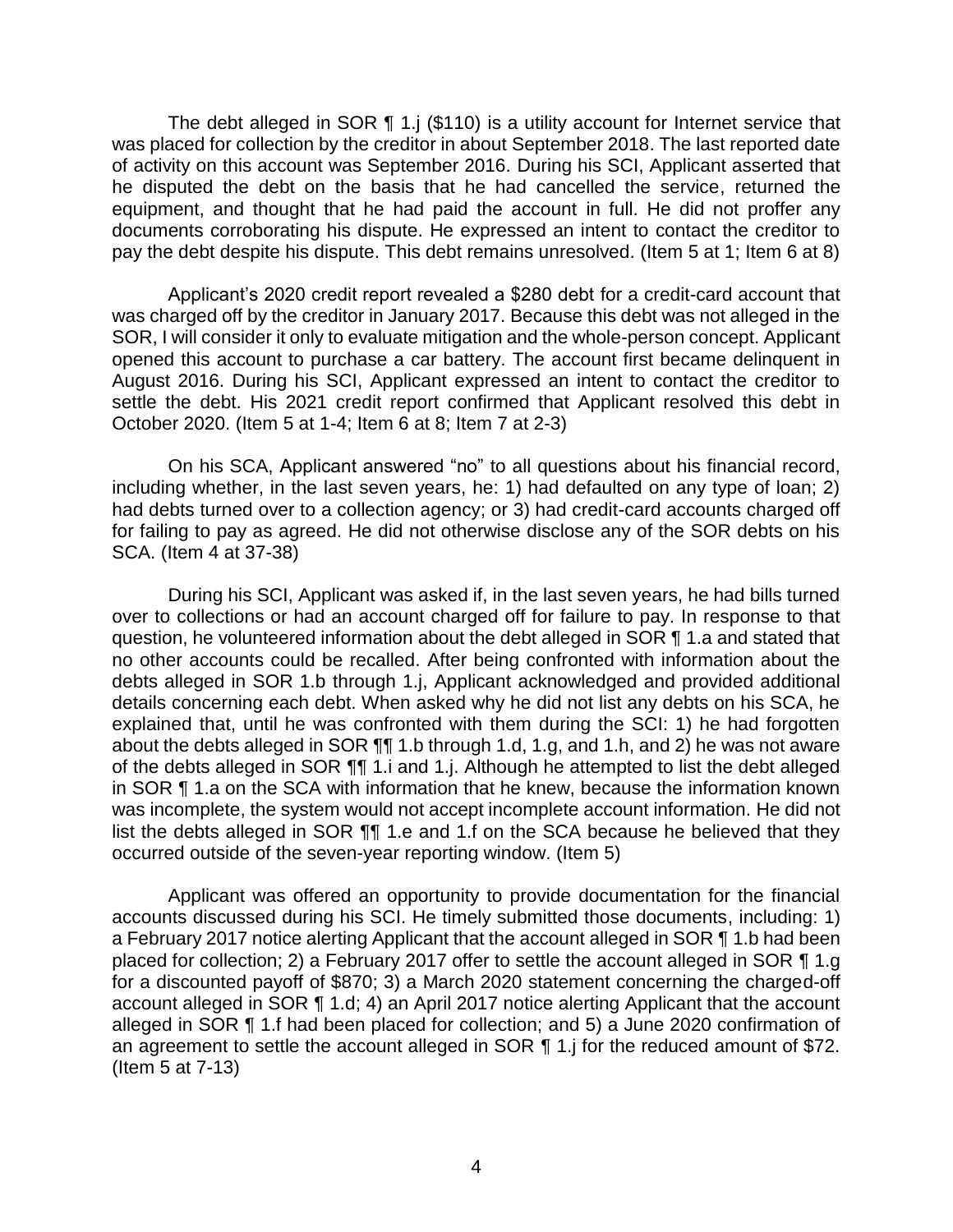The debt alleged in SOR ¶ 1.j ($110) is a utility account for Internet service that was placed for collection by the creditor in about September 2018. The last reported date of activity on this account was September 2016. During his SCI, Applicant asserted that he disputed the debt on the basis that he had cancelled the service, returned the equipment, and thought that he had paid the account in full. He did not proffer any documents corroborating his dispute. He expressed an intent to contact the creditor to pay the debt despite his dispute. This debt remains unresolved. (Item 5 at 1; Item 6 at 8)

Applicant's 2020 credit report revealed a $280 debt for a credit-card account that was charged off by the creditor in January 2017. Because this debt was not alleged in the SOR, I will consider it only to evaluate mitigation and the whole-person concept. Applicant opened this account to purchase a car battery. The account first became delinquent in August 2016. During his SCI, Applicant expressed an intent to contact the creditor to settle the debt. His 2021 credit report confirmed that Applicant resolved this debt in October 2020. (Item 5 at 1-4; Item 6 at 8; Item 7 at 2-3)

On his SCA, Applicant answered "no" to all questions about his financial record, including whether, in the last seven years, he: 1) had defaulted on any type of loan; 2) had debts turned over to a collection agency; or 3) had credit-card accounts charged off for failing to pay as agreed. He did not otherwise disclose any of the SOR debts on his SCA. (Item 4 at 37-38)

During his SCI, Applicant was asked if, in the last seven years, he had bills turned over to collections or had an account charged off for failure to pay. In response to that question, he volunteered information about the debt alleged in SOR ¶ 1.a and stated that no other accounts could be recalled. After being confronted with information about the debts alleged in SOR 1.b through 1.j, Applicant acknowledged and provided additional details concerning each debt. When asked why he did not list any debts on his SCA, he explained that, until he was confronted with them during the SCI: 1) he had forgotten about the debts alleged in SOR ¶¶ 1.b through 1.d, 1.g, and 1.h, and 2) he was not aware of the debts alleged in SOR ¶¶ 1.i and 1.j. Although he attempted to list the debt alleged in SOR ¶ 1.a on the SCA with information that he knew, because the information known was incomplete, the system would not accept incomplete account information. He did not list the debts alleged in SOR ¶¶ 1.e and 1.f on the SCA because he believed that they occurred outside of the seven-year reporting window. (Item 5)

Applicant was offered an opportunity to provide documentation for the financial accounts discussed during his SCI. He timely submitted those documents, including: 1) a February 2017 notice alerting Applicant that the account alleged in SOR ¶ 1.b had been placed for collection; 2) a February 2017 offer to settle the account alleged in SOR ¶ 1.g for a discounted payoff of $870; 3) a March 2020 statement concerning the charged-off account alleged in SOR ¶ 1.d; 4) an April 2017 notice alerting Applicant that the account alleged in SOR ¶ 1.f had been placed for collection; and 5) a June 2020 confirmation of an agreement to settle the account alleged in SOR ¶ 1.j for the reduced amount of $72. (Item 5 at 7-13)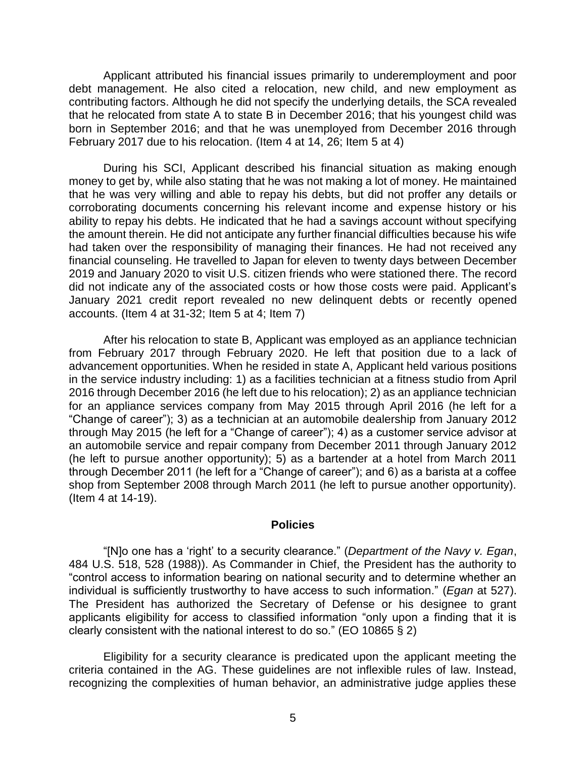Applicant attributed his financial issues primarily to underemployment and poor debt management. He also cited a relocation, new child, and new employment as contributing factors. Although he did not specify the underlying details, the SCA revealed that he relocated from state A to state B in December 2016; that his youngest child was born in September 2016; and that he was unemployed from December 2016 through February 2017 due to his relocation. (Item 4 at 14, 26; Item 5 at 4)

During his SCI, Applicant described his financial situation as making enough money to get by, while also stating that he was not making a lot of money. He maintained that he was very willing and able to repay his debts, but did not proffer any details or corroborating documents concerning his relevant income and expense history or his ability to repay his debts. He indicated that he had a savings account without specifying the amount therein. He did not anticipate any further financial difficulties because his wife had taken over the responsibility of managing their finances. He had not received any financial counseling. He travelled to Japan for eleven to twenty days between December 2019 and January 2020 to visit U.S. citizen friends who were stationed there. The record did not indicate any of the associated costs or how those costs were paid. Applicant's January 2021 credit report revealed no new delinquent debts or recently opened accounts. (Item 4 at 31-32; Item 5 at 4; Item 7)

After his relocation to state B, Applicant was employed as an appliance technician from February 2017 through February 2020. He left that position due to a lack of advancement opportunities. When he resided in state A, Applicant held various positions in the service industry including: 1) as a facilities technician at a fitness studio from April 2016 through December 2016 (he left due to his relocation); 2) as an appliance technician for an appliance services company from May 2015 through April 2016 (he left for a "Change of career"); 3) as a technician at an automobile dealership from January 2012 through May 2015 (he left for a "Change of career"); 4) as a customer service advisor at an automobile service and repair company from December 2011 through January 2012 (he left to pursue another opportunity); 5) as a bartender at a hotel from March 2011 through December 2011 (he left for a "Change of career"); and 6) as a barista at a coffee shop from September 2008 through March 2011 (he left to pursue another opportunity). (Item 4 at 14-19).

## Policies

"[N]o one has a 'right' to a security clearance." (*Department of the Navy v. Egan*, 484 U.S. 518, 528 (1988)). As Commander in Chief, the President has the authority to "control access to information bearing on national security and to determine whether an individual is sufficiently trustworthy to have access to such information." (*Egan* at 527). The President has authorized the Secretary of Defense or his designee to grant applicants eligibility for access to classified information "only upon a finding that it is clearly consistent with the national interest to do so." (EO 10865 § 2)

Eligibility for a security clearance is predicated upon the applicant meeting the criteria contained in the AG. These guidelines are not inflexible rules of law. Instead, recognizing the complexities of human behavior, an administrative judge applies these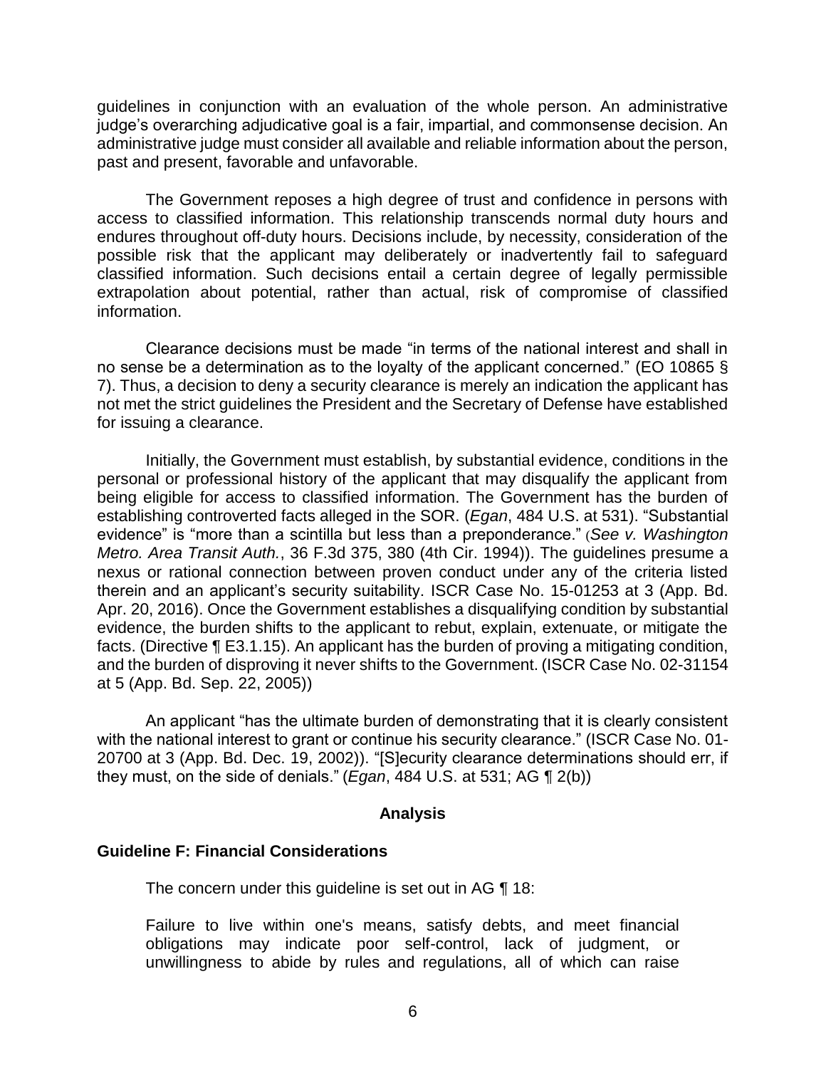guidelines in conjunction with an evaluation of the whole person. An administrative judge's overarching adjudicative goal is a fair, impartial, and commonsense decision. An administrative judge must consider all available and reliable information about the person, past and present, favorable and unfavorable.

The Government reposes a high degree of trust and confidence in persons with access to classified information. This relationship transcends normal duty hours and endures throughout off-duty hours. Decisions include, by necessity, consideration of the possible risk that the applicant may deliberately or inadvertently fail to safeguard classified information. Such decisions entail a certain degree of legally permissible extrapolation about potential, rather than actual, risk of compromise of classified information.

Clearance decisions must be made "in terms of the national interest and shall in no sense be a determination as to the loyalty of the applicant concerned." (EO 10865 § 7). Thus, a decision to deny a security clearance is merely an indication the applicant has not met the strict guidelines the President and the Secretary of Defense have established for issuing a clearance.

Initially, the Government must establish, by substantial evidence, conditions in the personal or professional history of the applicant that may disqualify the applicant from being eligible for access to classified information. The Government has the burden of establishing controverted facts alleged in the SOR. (*Egan*, 484 U.S. at 531). "Substantial evidence" is "more than a scintilla but less than a preponderance." (*See v. Washington Metro. Area Transit Auth.*, 36 F.3d 375, 380 (4th Cir. 1994)). The guidelines presume a nexus or rational connection between proven conduct under any of the criteria listed therein and an applicant's security suitability. ISCR Case No. 15-01253 at 3 (App. Bd. Apr. 20, 2016). Once the Government establishes a disqualifying condition by substantial evidence, the burden shifts to the applicant to rebut, explain, extenuate, or mitigate the facts. (Directive ¶ E3.1.15). An applicant has the burden of proving a mitigating condition, and the burden of disproving it never shifts to the Government. (ISCR Case No. 02-31154 at 5 (App. Bd. Sep. 22, 2005))

An applicant "has the ultimate burden of demonstrating that it is clearly consistent with the national interest to grant or continue his security clearance." (ISCR Case No. 01-20700 at 3 (App. Bd. Dec. 19, 2002)). "[S]ecurity clearance determinations should err, if they must, on the side of denials." (*Egan*, 484 U.S. at 531; AG ¶ 2(b))

## Analysis

### Guideline F: Financial Considerations

The concern under this guideline is set out in AG ¶ 18:

> Failure to live within one's means, satisfy debts, and meet financial obligations may indicate poor self-control, lack of judgment, or unwillingness to abide by rules and regulations, all of which can raise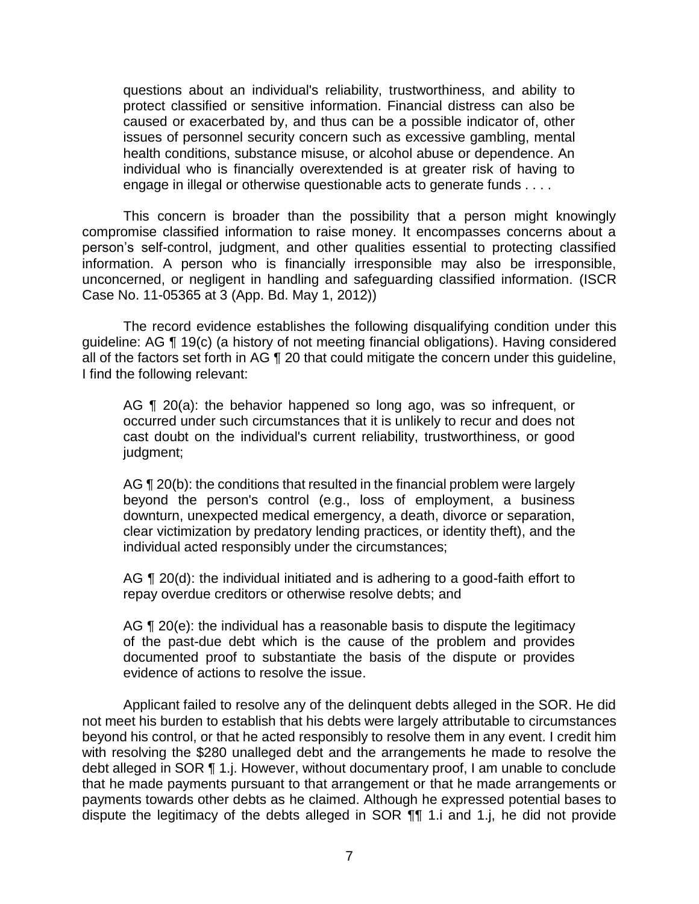> questions about an individual's reliability, trustworthiness, and ability to protect classified or sensitive information. Financial distress can also be caused or exacerbated by, and thus can be a possible indicator of, other issues of personnel security concern such as excessive gambling, mental health conditions, substance misuse, or alcohol abuse or dependence. An individual who is financially overextended is at greater risk of having to engage in illegal or otherwise questionable acts to generate funds . . . .

This concern is broader than the possibility that a person might knowingly compromise classified information to raise money. It encompasses concerns about a person's self-control, judgment, and other qualities essential to protecting classified information. A person who is financially irresponsible may also be irresponsible, unconcerned, or negligent in handling and safeguarding classified information. (ISCR Case No. 11-05365 at 3 (App. Bd. May 1, 2012))

The record evidence establishes the following disqualifying condition under this guideline: AG ¶ 19(c) (a history of not meeting financial obligations). Having considered all of the factors set forth in AG ¶ 20 that could mitigate the concern under this guideline, I find the following relevant:

> AG ¶ 20(a): the behavior happened so long ago, was so infrequent, or occurred under such circumstances that it is unlikely to recur and does not cast doubt on the individual's current reliability, trustworthiness, or good judgment;
>
> AG ¶ 20(b): the conditions that resulted in the financial problem were largely beyond the person's control (e.g., loss of employment, a business downturn, unexpected medical emergency, a death, divorce or separation, clear victimization by predatory lending practices, or identity theft), and the individual acted responsibly under the circumstances;
>
> AG ¶ 20(d): the individual initiated and is adhering to a good-faith effort to repay overdue creditors or otherwise resolve debts; and
>
> AG ¶ 20(e): the individual has a reasonable basis to dispute the legitimacy of the past-due debt which is the cause of the problem and provides documented proof to substantiate the basis of the dispute or provides evidence of actions to resolve the issue.

Applicant failed to resolve any of the delinquent debts alleged in the SOR. He did not meet his burden to establish that his debts were largely attributable to circumstances beyond his control, or that he acted responsibly to resolve them in any event. I credit him with resolving the $280 unalleged debt and the arrangements he made to resolve the debt alleged in SOR ¶ 1.j. However, without documentary proof, I am unable to conclude that he made payments pursuant to that arrangement or that he made arrangements or payments towards other debts as he claimed. Although he expressed potential bases to dispute the legitimacy of the debts alleged in SOR ¶¶ 1.i and 1.j, he did not provide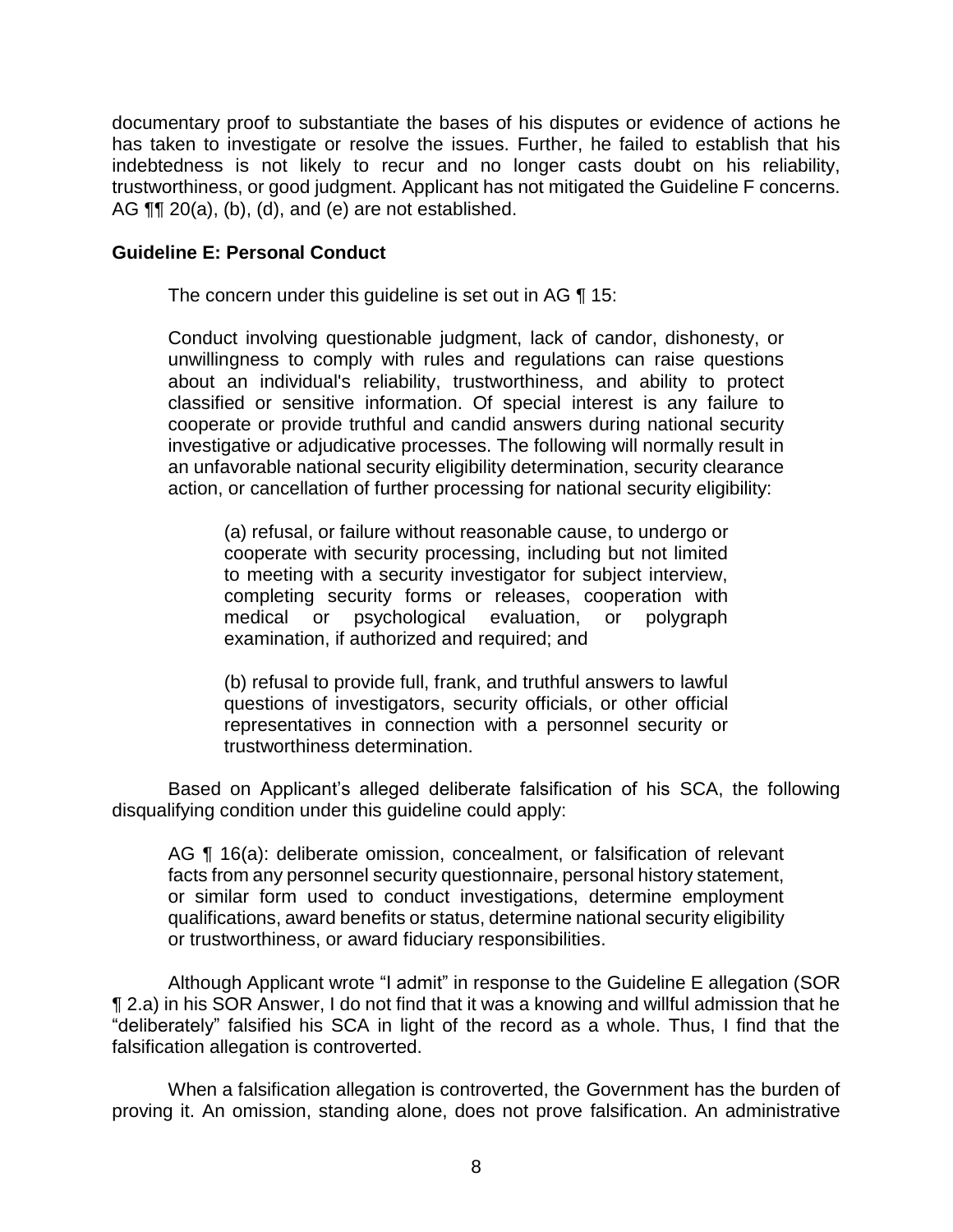documentary proof to substantiate the bases of his disputes or evidence of actions he has taken to investigate or resolve the issues. Further, he failed to establish that his indebtedness is not likely to recur and no longer casts doubt on his reliability, trustworthiness, or good judgment. Applicant has not mitigated the Guideline F concerns. AG ¶¶ 20(a), (b), (d), and (e) are not established.

**Guideline E: Personal Conduct**

The concern under this guideline is set out in AG ¶ 15:

> Conduct involving questionable judgment, lack of candor, dishonesty, or unwillingness to comply with rules and regulations can raise questions about an individual's reliability, trustworthiness, and ability to protect classified or sensitive information. Of special interest is any failure to cooperate or provide truthful and candid answers during national security investigative or adjudicative processes. The following will normally result in an unfavorable national security eligibility determination, security clearance action, or cancellation of further processing for national security eligibility:
>
>> (a) refusal, or failure without reasonable cause, to undergo or cooperate with security processing, including but not limited to meeting with a security investigator for subject interview, completing security forms or releases, cooperation with medical or psychological evaluation, or polygraph examination, if authorized and required; and
>>
>> (b) refusal to provide full, frank, and truthful answers to lawful questions of investigators, security officials, or other official representatives in connection with a personnel security or trustworthiness determination.

Based on Applicant's alleged deliberate falsification of his SCA, the following disqualifying condition under this guideline could apply:

> AG ¶ 16(a): deliberate omission, concealment, or falsification of relevant facts from any personnel security questionnaire, personal history statement, or similar form used to conduct investigations, determine employment qualifications, award benefits or status, determine national security eligibility or trustworthiness, or award fiduciary responsibilities.

Although Applicant wrote "I admit" in response to the Guideline E allegation (SOR ¶ 2.a) in his SOR Answer, I do not find that it was a knowing and willful admission that he "deliberately" falsified his SCA in light of the record as a whole. Thus, I find that the falsification allegation is controverted.

When a falsification allegation is controverted, the Government has the burden of proving it. An omission, standing alone, does not prove falsification. An administrative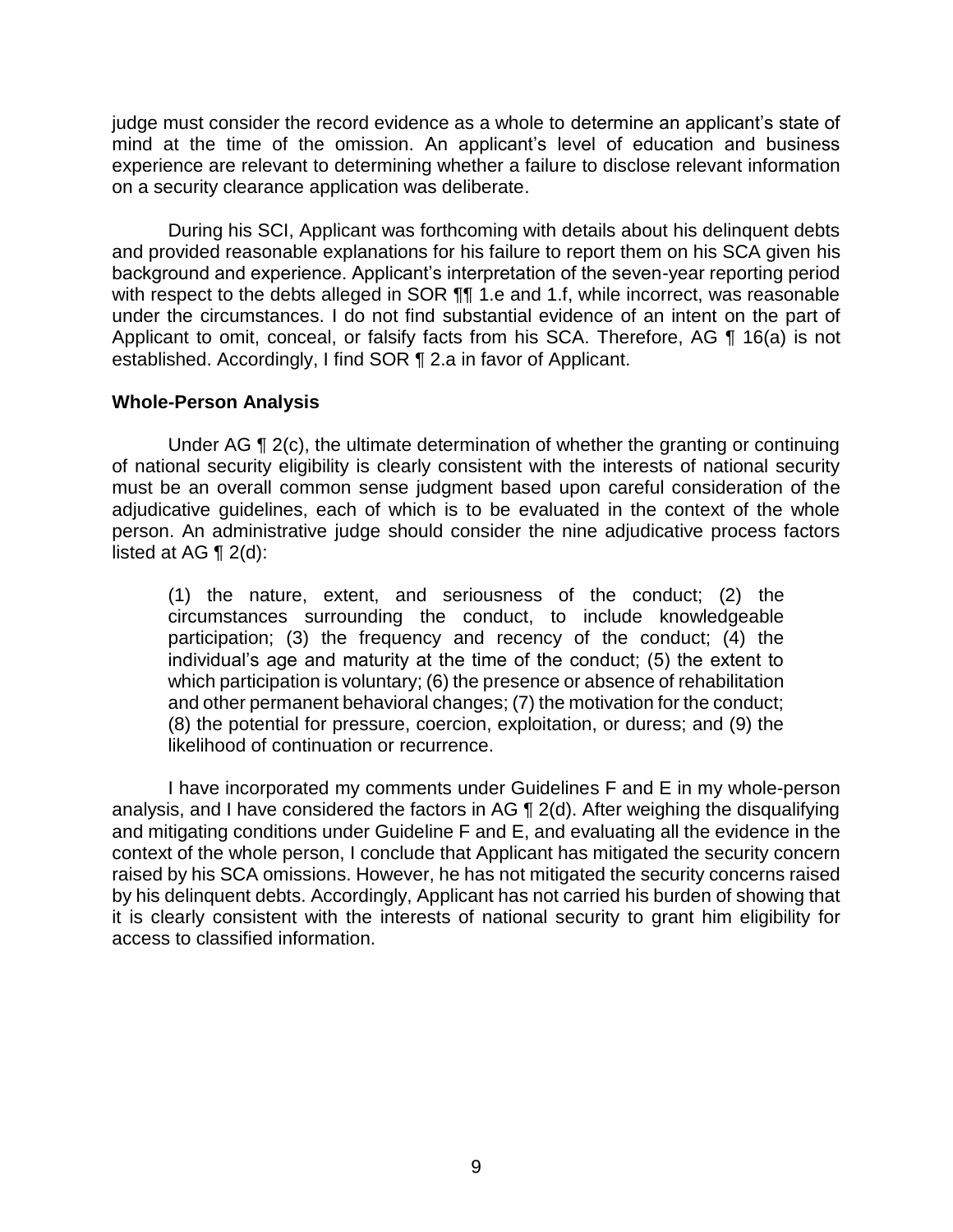judge must consider the record evidence as a whole to determine an applicant's state of mind at the time of the omission. An applicant's level of education and business experience are relevant to determining whether a failure to disclose relevant information on a security clearance application was deliberate.

During his SCI, Applicant was forthcoming with details about his delinquent debts and provided reasonable explanations for his failure to report them on his SCA given his background and experience. Applicant's interpretation of the seven-year reporting period with respect to the debts alleged in SOR ¶¶ 1.e and 1.f, while incorrect, was reasonable under the circumstances. I do not find substantial evidence of an intent on the part of Applicant to omit, conceal, or falsify facts from his SCA. Therefore, AG ¶ 16(a) is not established. Accordingly, I find SOR ¶ 2.a in favor of Applicant.

### Whole-Person Analysis

Under AG ¶ 2(c), the ultimate determination of whether the granting or continuing of national security eligibility is clearly consistent with the interests of national security must be an overall common sense judgment based upon careful consideration of the adjudicative guidelines, each of which is to be evaluated in the context of the whole person. An administrative judge should consider the nine adjudicative process factors listed at AG ¶ 2(d):

> (1) the nature, extent, and seriousness of the conduct; (2) the circumstances surrounding the conduct, to include knowledgeable participation; (3) the frequency and recency of the conduct; (4) the individual's age and maturity at the time of the conduct; (5) the extent to which participation is voluntary; (6) the presence or absence of rehabilitation and other permanent behavioral changes; (7) the motivation for the conduct; (8) the potential for pressure, coercion, exploitation, or duress; and (9) the likelihood of continuation or recurrence.

I have incorporated my comments under Guidelines F and E in my whole-person analysis, and I have considered the factors in AG ¶ 2(d). After weighing the disqualifying and mitigating conditions under Guideline F and E, and evaluating all the evidence in the context of the whole person, I conclude that Applicant has mitigated the security concern raised by his SCA omissions. However, he has not mitigated the security concerns raised by his delinquent debts. Accordingly, Applicant has not carried his burden of showing that it is clearly consistent with the interests of national security to grant him eligibility for access to classified information.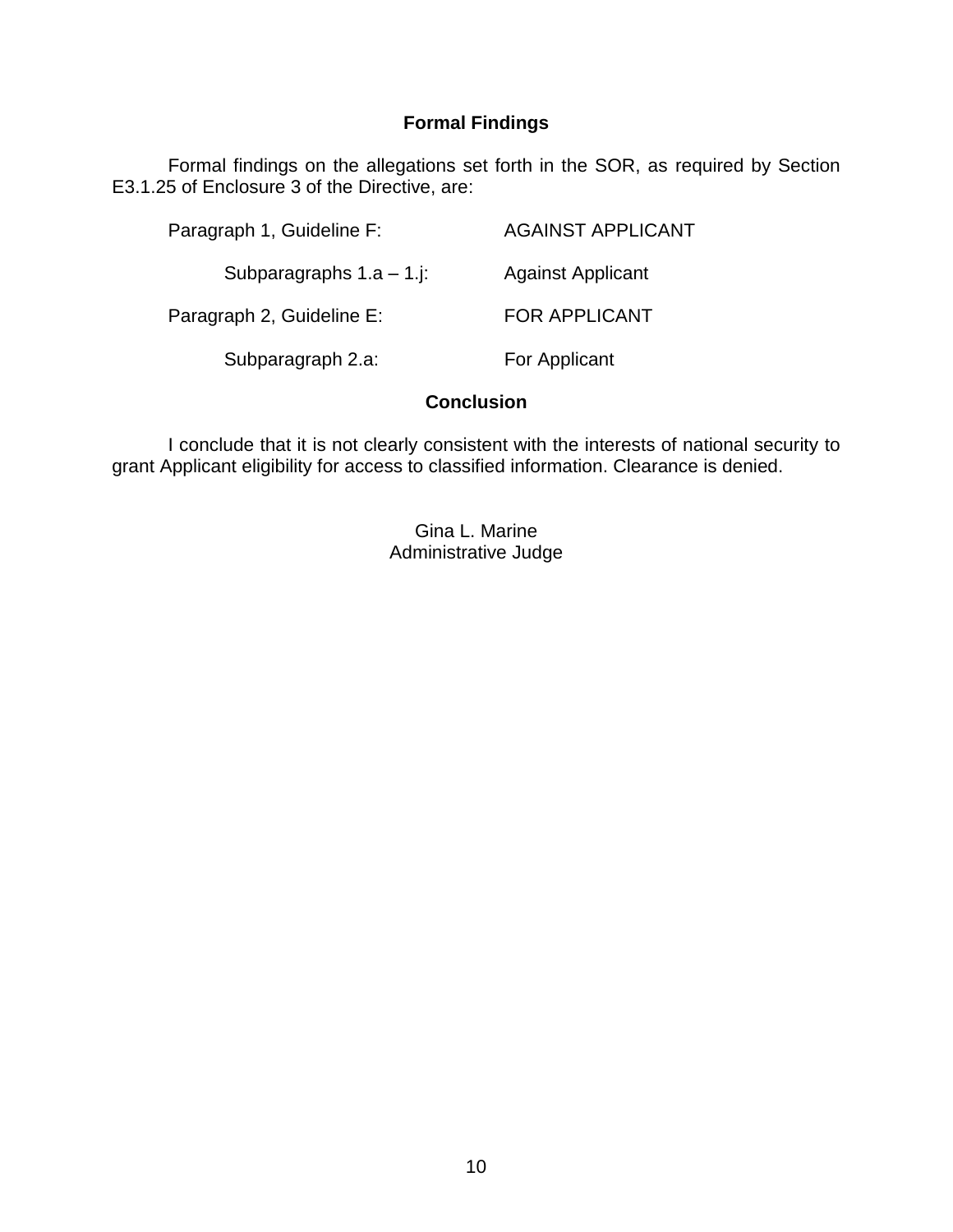## Formal Findings

Formal findings on the allegations set forth in the SOR, as required by Section E3.1.25 of Enclosure 3 of the Directive, are:

| | |
|---|---|
| Paragraph 1, Guideline F: | AGAINST APPLICANT |
| Subparagraphs 1.a – 1.j: | Against Applicant |
| Paragraph 2, Guideline E: | FOR APPLICANT |
| Subparagraph 2.a: | For Applicant |

## Conclusion

I conclude that it is not clearly consistent with the interests of national security to grant Applicant eligibility for access to classified information. Clearance is denied.

Gina L. Marine
Administrative Judge